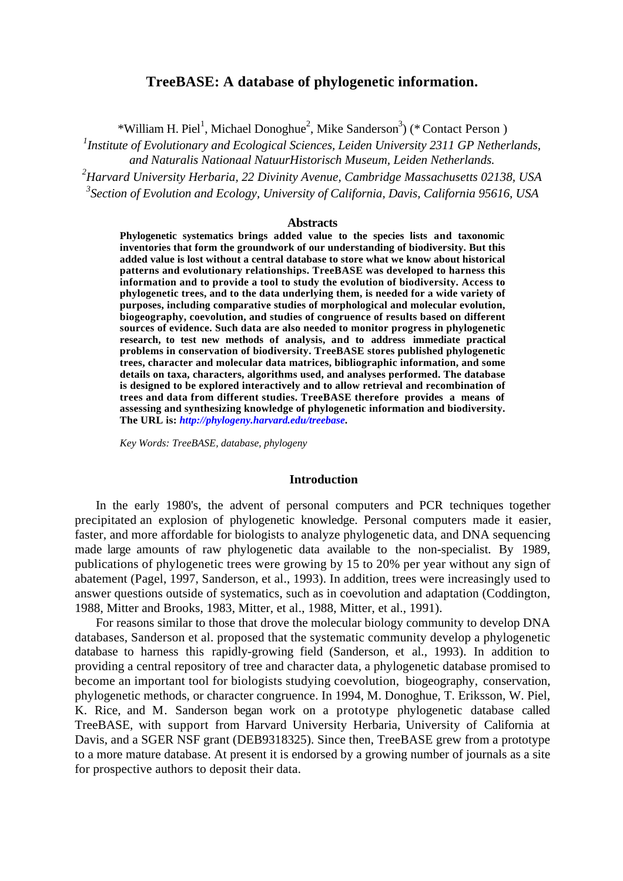# TreeBASE: A database of phylogenetic information.

*William H. Piel[1], Michael Donoghue[2], Mike Sanderson[3]) (* Contact Person )

[1]*Institute of Evolutionary and Ecological Sciences, Leiden University 2311 GP Netherlands, and Naturalis Nationaal NatuurHistorisch Museum, Leiden Netherlands.*

[2]*Harvard University Herbaria, 22 Divinity Avenue, Cambridge Massachusetts 02138, USA*

[3]*Section of Evolution and Ecology, University of California, Davis, California 95616, USA*

## Abstracts

**Phylogenetic systematics brings added value to the species lists and taxonomic inventories that form the groundwork of our understanding of biodiversity. But this added value is lost without a central database to store what we know about historical patterns and evolutionary relationships. TreeBASE was developed to harness this information and to provide a tool to study the evolution of biodiversity. Access to phylogenetic trees, and to the data underlying them, is needed for a wide variety of purposes, including comparative studies of morphological and molecular evolution, biogeography, coevolution, and studies of congruence of results based on different sources of evidence. Such data are also needed to monitor progress in phylogenetic research, to test new methods of analysis, and to address immediate practical problems in conservation of biodiversity. TreeBASE stores published phylogenetic trees, character and molecular data matrices, bibliographic information, and some details on taxa, characters, algorithms used, and analyses performed. The database is designed to be explored interactively and to allow retrieval and recombination of trees and data from different studies. TreeBASE therefore provides a means of assessing and synthesizing knowledge of phylogenetic information and biodiversity. The URL is: *http://phylogeny.harvard.edu/treebase*.**

*Key Words: TreeBASE, database, phylogeny*

## Introduction

In the early 1980's, the advent of personal computers and PCR techniques together precipitated an explosion of phylogenetic knowledge. Personal computers made it easier, faster, and more affordable for biologists to analyze phylogenetic data, and DNA sequencing made large amounts of raw phylogenetic data available to the non-specialist. By 1989, publications of phylogenetic trees were growing by 15 to 20% per year without any sign of abatement (Pagel, 1997, Sanderson, et al., 1993). In addition, trees were increasingly used to answer questions outside of systematics, such as in coevolution and adaptation (Coddington, 1988, Mitter and Brooks, 1983, Mitter, et al., 1988, Mitter, et al., 1991).

For reasons similar to those that drove the molecular biology community to develop DNA databases, Sanderson et al. proposed that the systematic community develop a phylogenetic database to harness this rapidly-growing field (Sanderson, et al., 1993). In addition to providing a central repository of tree and character data, a phylogenetic database promised to become an important tool for biologists studying coevolution, biogeography, conservation, phylogenetic methods, or character congruence. In 1994, M. Donoghue, T. Eriksson, W. Piel, K. Rice, and M. Sanderson began work on a prototype phylogenetic database called TreeBASE, with support from Harvard University Herbaria, University of California at Davis, and a SGER NSF grant (DEB9318325). Since then, TreeBASE grew from a prototype to a more mature database. At present it is endorsed by a growing number of journals as a site for prospective authors to deposit their data.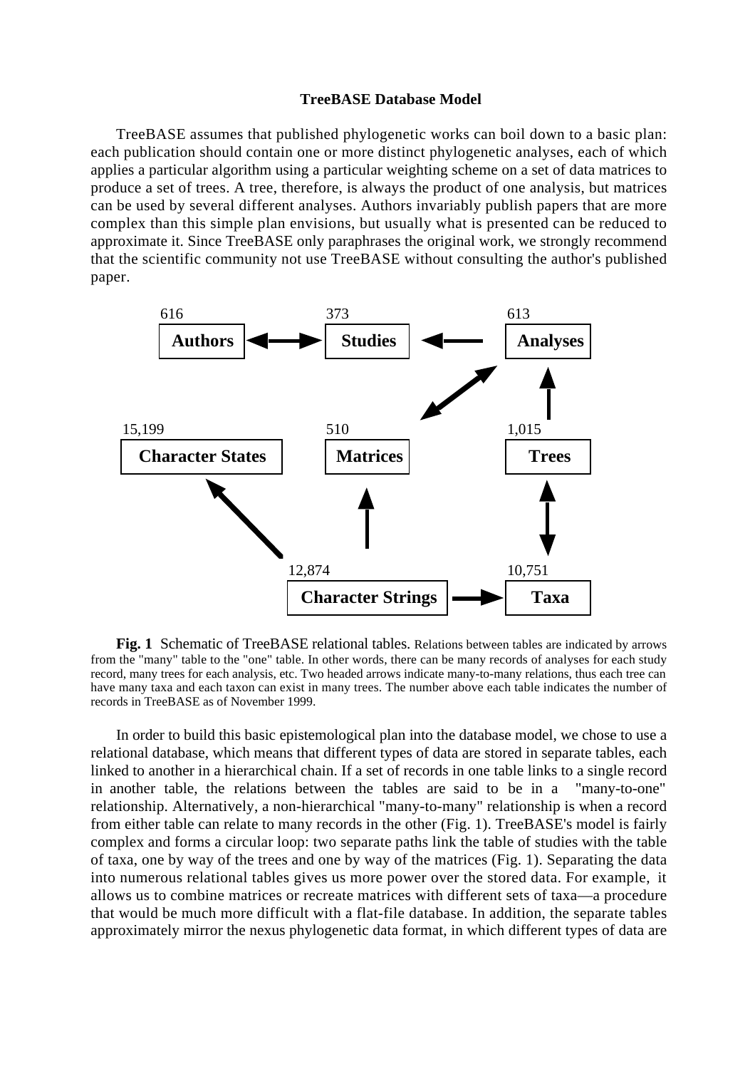### TreeBASE Database Model

TreeBASE assumes that published phylogenetic works can boil down to a basic plan: each publication should contain one or more distinct phylogenetic analyses, each of which applies a particular algorithm using a particular weighting scheme on a set of data matrices to produce a set of trees. A tree, therefore, is always the product of one analysis, but matrices can be used by several different analyses. Authors invariably publish papers that are more complex than this simple plan envisions, but usually what is presented can be reduced to approximate it. Since TreeBASE only paraphrases the original work, we strongly recommend that the scientific community not use TreeBASE without consulting the author's published paper.

**Fig. 1** Schematic of TreeBASE relational tables. Relations between tables are indicated by arrows from the "many" table to the "one" table. In other words, there can be many records of analyses for each study record, many trees for each analysis, etc. Two headed arrows indicate many-to-many relations, thus each tree can have many taxa and each taxon can exist in many trees. The number above each table indicates the number of records in TreeBASE as of November 1999.

In order to build this basic epistemological plan into the database model, we chose to use a relational database, which means that different types of data are stored in separate tables, each linked to another in a hierarchical chain. If a set of records in one table links to a single record in another table, the relations between the tables are said to be in a "many-to-one" relationship. Alternatively, a non-hierarchical "many-to-many" relationship is when a record from either table can relate to many records in the other (Fig. 1). TreeBASE's model is fairly complex and forms a circular loop: two separate paths link the table of studies with the table of taxa, one by way of the trees and one by way of the matrices (Fig. 1). Separating the data into numerous relational tables gives us more power over the stored data. For example, it allows us to combine matrices or recreate matrices with different sets of taxa—a procedure that would be much more difficult with a flat-file database. In addition, the separate tables approximately mirror the nexus phylogenetic data format, in which different types of data are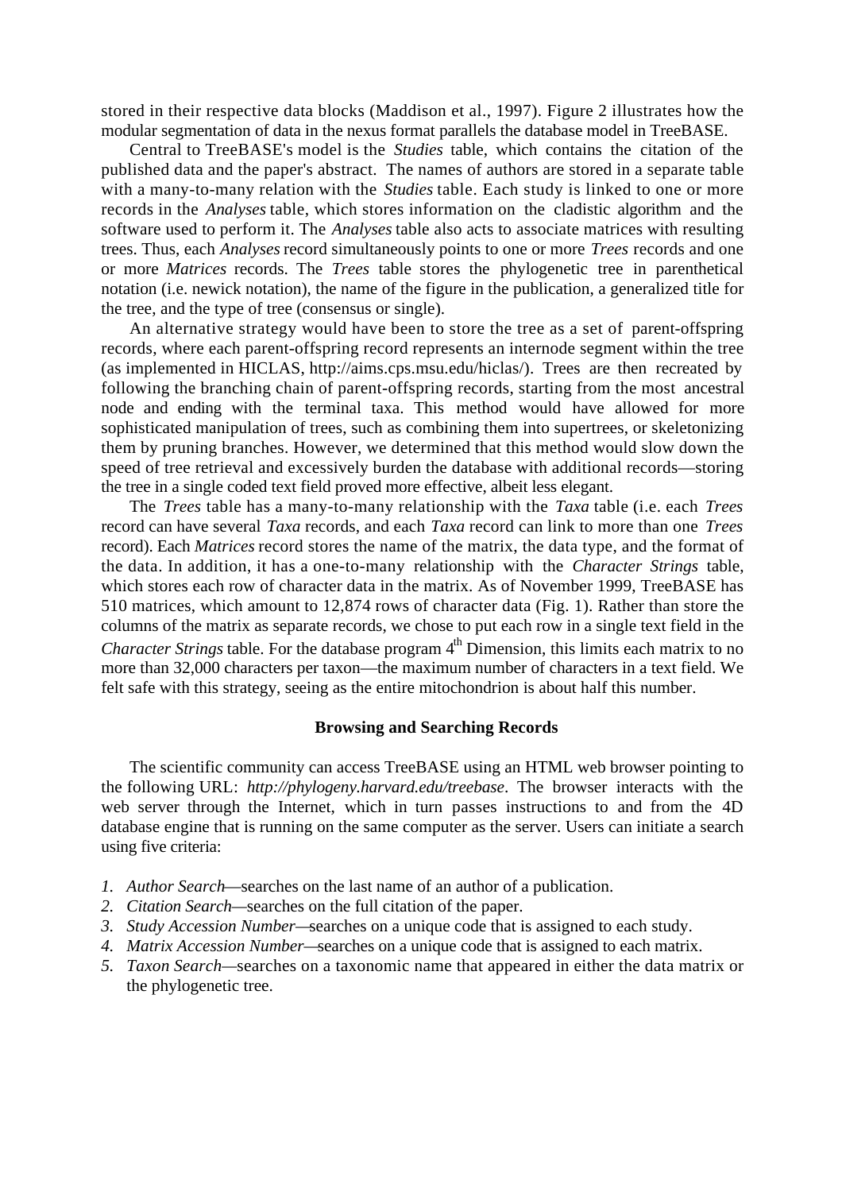stored in their respective data blocks (Maddison et al., 1997). Figure 2 illustrates how the modular segmentation of data in the nexus format parallels the database model in TreeBASE.

Central to TreeBASE's model is the *Studies* table, which contains the citation of the published data and the paper's abstract. The names of authors are stored in a separate table with a many-to-many relation with the *Studies* table. Each study is linked to one or more records in the *Analyses* table, which stores information on the cladistic algorithm and the software used to perform it. The *Analyses* table also acts to associate matrices with resulting trees. Thus, each *Analyses* record simultaneously points to one or more *Trees* records and one or more *Matrices* records. The *Trees* table stores the phylogenetic tree in parenthetical notation (i.e. newick notation), the name of the figure in the publication, a generalized title for the tree, and the type of tree (consensus or single).

An alternative strategy would have been to store the tree as a set of parent-offspring records, where each parent-offspring record represents an internode segment within the tree (as implemented in HICLAS, http://aims.cps.msu.edu/hiclas/). Trees are then recreated by following the branching chain of parent-offspring records, starting from the most ancestral node and ending with the terminal taxa. This method would have allowed for more sophisticated manipulation of trees, such as combining them into supertrees, or skeletonizing them by pruning branches. However, we determined that this method would slow down the speed of tree retrieval and excessively burden the database with additional records—storing the tree in a single coded text field proved more effective, albeit less elegant.

The *Trees* table has a many-to-many relationship with the *Taxa* table (i.e. each *Trees* record can have several *Taxa* records, and each *Taxa* record can link to more than one *Trees* record). Each *Matrices* record stores the name of the matrix, the data type, and the format of the data. In addition, it has a one-to-many relationship with the *Character Strings* table, which stores each row of character data in the matrix. As of November 1999, TreeBASE has 510 matrices, which amount to 12,874 rows of character data (Fig. 1). Rather than store the columns of the matrix as separate records, we chose to put each row in a single text field in the *Character Strings* table. For the database program 4$^{th}$ Dimension, this limits each matrix to no more than 32,000 characters per taxon—the maximum number of characters in a text field. We felt safe with this strategy, seeing as the entire mitochondrion is about half this number.

### Browsing and Searching Records

The scientific community can access TreeBASE using an HTML web browser pointing to the following URL: *http://phylogeny.harvard.edu/treebase*. The browser interacts with the web server through the Internet, which in turn passes instructions to and from the 4D database engine that is running on the same computer as the server. Users can initiate a search using five criteria:

1. *Author Search*—searches on the last name of an author of a publication.
2. *Citation Search*—searches on the full citation of the paper.
3. *Study Accession Number*—searches on a unique code that is assigned to each study.
4. *Matrix Accession Number*—searches on a unique code that is assigned to each matrix.
5. *Taxon Search*—searches on a taxonomic name that appeared in either the data matrix or the phylogenetic tree.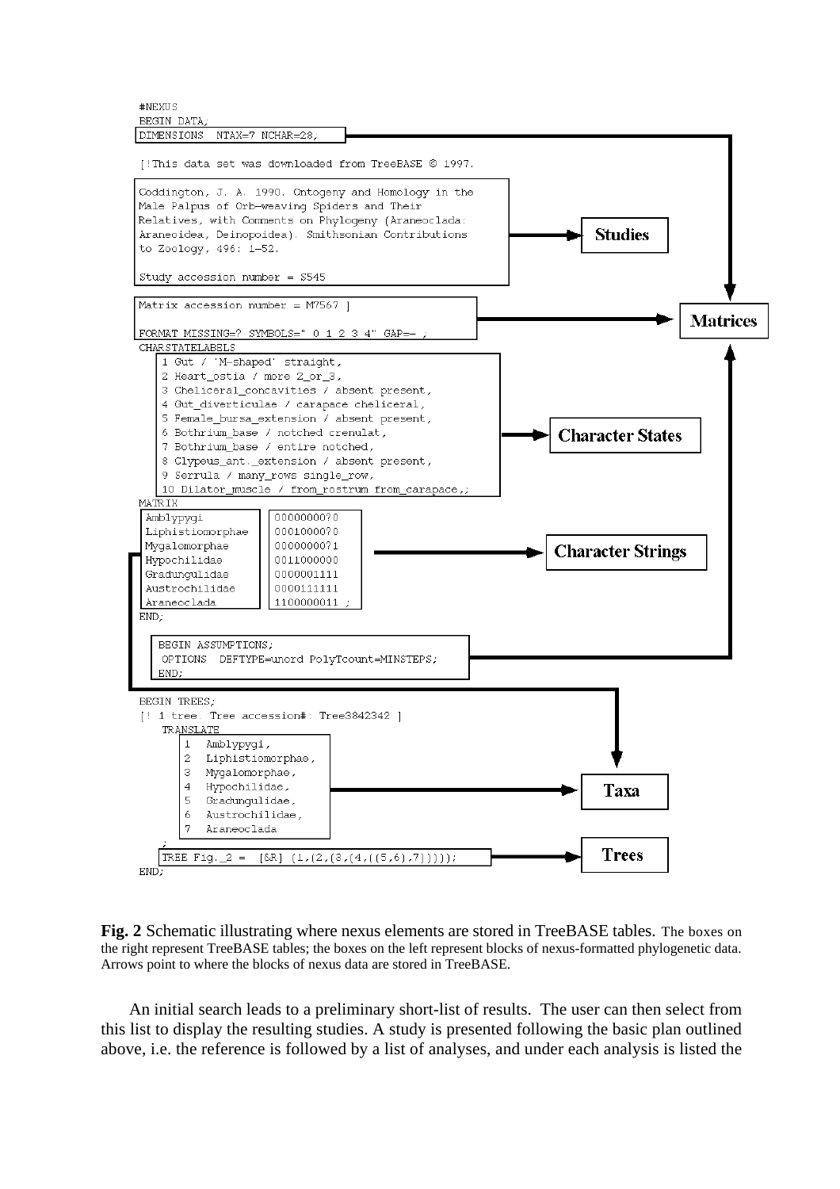```
#NEXUS
BEGIN DATA;
DIMENSIONS  NTAX=7 NCHAR=28;

[!This data set was downloaded from TreeBASE © 1997.

Coddington, J. A. 1990. Ontogeny and Homology in the
Male Palpus of Orb-weaving Spiders and Their
Relatives, with Comments on Phylogeny (Araneoclada:
Araneoidea, Deinopoidea). Smithsonian Contributions
to Zoology, 496: 1-52.

Study accession number = S545

Matrix accession number = M7567 ]

FORMAT MISSING=? SYMBOLS=" 0 1 2 3 4" GAP=- ;
CHARSTATELABELS
   1 Gut / 'M-shaped' straight,
   2 Heart_ostia / more 2_or_3,
   3 Cheliceral_concavities / absent present,
   4 Gut_diverticulae / carapace cheliceral,
   5 Female_bursa_extension / absent present,
   6 Bothrium_base / notched crenulat,
   7 Bothrium_base / entire notched,
   8 Clypeus_ant._extension / absent present,
   9 Serrula / many_rows single_row,
   10 Dilator_muscle / from_rostrum from_carapace,;
MATRIX
Amblypygi          000000000?0
Liphistiomorphae   00010000?0
Mygalomorphae      00000000?1
Hypochilidae       0011000000
Gradungulidae      0000001111
Austrochilidae     0000111111
Araneoclada        1100000011 ;
END;

 BEGIN ASSUMPTIONS;
  OPTIONS  DEFTYPE=unord PolyTcount=MINSTEPS;
 END;

BEGIN TREES;
[! 1 tree. Tree accession#: Tree3842342 ]
   TRANSLATE
      1   Amblypygi,
      2   Liphistiomorphae,
      3   Mygalomorphae,
      4   Hypochilidae,
      5   Gradungulidae,
      6   Austrochilidae,
      7   Araneoclada
   ;
   TREE Fig._2 =  [&R] (1,(2,(3,(4,((5,6),7)))));
END;
```

Mapped TreeBASE tables (right-hand boxes): Studies, Matrices, Character States, Character Strings, Taxa, Trees.

**Fig. 2** Schematic illustrating where nexus elements are stored in TreeBASE tables. The boxes on the right represent TreeBASE tables; the boxes on the left represent blocks of nexus-formatted phylogenetic data. Arrows point to where the blocks of nexus data are stored in TreeBASE.

An initial search leads to a preliminary short-list of results. The user can then select from this list to display the resulting studies. A study is presented following the basic plan outlined above, i.e. the reference is followed by a list of analyses, and under each analysis is listed the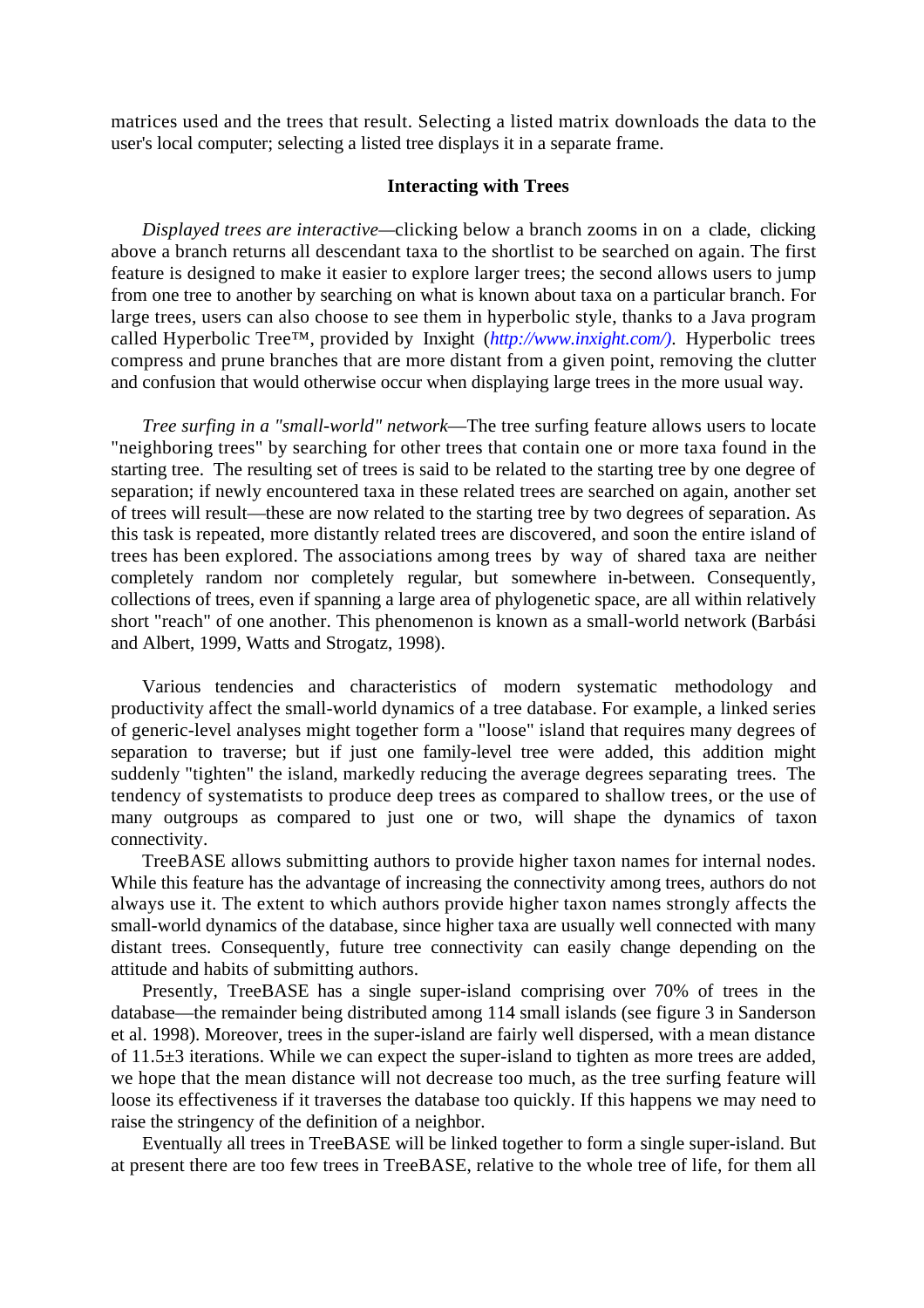matrices used and the trees that result. Selecting a listed matrix downloads the data to the user's local computer; selecting a listed tree displays it in a separate frame.

### Interacting with Trees

*Displayed trees are interactive*—clicking below a branch zooms in on a clade, clicking above a branch returns all descendant taxa to the shortlist to be searched on again. The first feature is designed to make it easier to explore larger trees; the second allows users to jump from one tree to another by searching on what is known about taxa on a particular branch. For large trees, users can also choose to see them in hyperbolic style, thanks to a Java program called Hyperbolic Tree™, provided by Inxight (*http://www.inxight.com/)*. Hyperbolic trees compress and prune branches that are more distant from a given point, removing the clutter and confusion that would otherwise occur when displaying large trees in the more usual way.

*Tree surfing in a "small-world" network*—The tree surfing feature allows users to locate "neighboring trees" by searching for other trees that contain one or more taxa found in the starting tree. The resulting set of trees is said to be related to the starting tree by one degree of separation; if newly encountered taxa in these related trees are searched on again, another set of trees will result—these are now related to the starting tree by two degrees of separation. As this task is repeated, more distantly related trees are discovered, and soon the entire island of trees has been explored. The associations among trees by way of shared taxa are neither completely random nor completely regular, but somewhere in-between. Consequently, collections of trees, even if spanning a large area of phylogenetic space, are all within relatively short "reach" of one another. This phenomenon is known as a small-world network (Barbási and Albert, 1999, Watts and Strogatz, 1998).

Various tendencies and characteristics of modern systematic methodology and productivity affect the small-world dynamics of a tree database. For example, a linked series of generic-level analyses might together form a "loose" island that requires many degrees of separation to traverse; but if just one family-level tree were added, this addition might suddenly "tighten" the island, markedly reducing the average degrees separating trees. The tendency of systematists to produce deep trees as compared to shallow trees, or the use of many outgroups as compared to just one or two, will shape the dynamics of taxon connectivity.

TreeBASE allows submitting authors to provide higher taxon names for internal nodes. While this feature has the advantage of increasing the connectivity among trees, authors do not always use it. The extent to which authors provide higher taxon names strongly affects the small-world dynamics of the database, since higher taxa are usually well connected with many distant trees. Consequently, future tree connectivity can easily change depending on the attitude and habits of submitting authors.

Presently, TreeBASE has a single super-island comprising over 70% of trees in the database—the remainder being distributed among 114 small islands (see figure 3 in Sanderson et al. 1998). Moreover, trees in the super-island are fairly well dispersed, with a mean distance of 11.5±3 iterations. While we can expect the super-island to tighten as more trees are added, we hope that the mean distance will not decrease too much, as the tree surfing feature will loose its effectiveness if it traverses the database too quickly. If this happens we may need to raise the stringency of the definition of a neighbor.

Eventually all trees in TreeBASE will be linked together to form a single super-island. But at present there are too few trees in TreeBASE, relative to the whole tree of life, for them all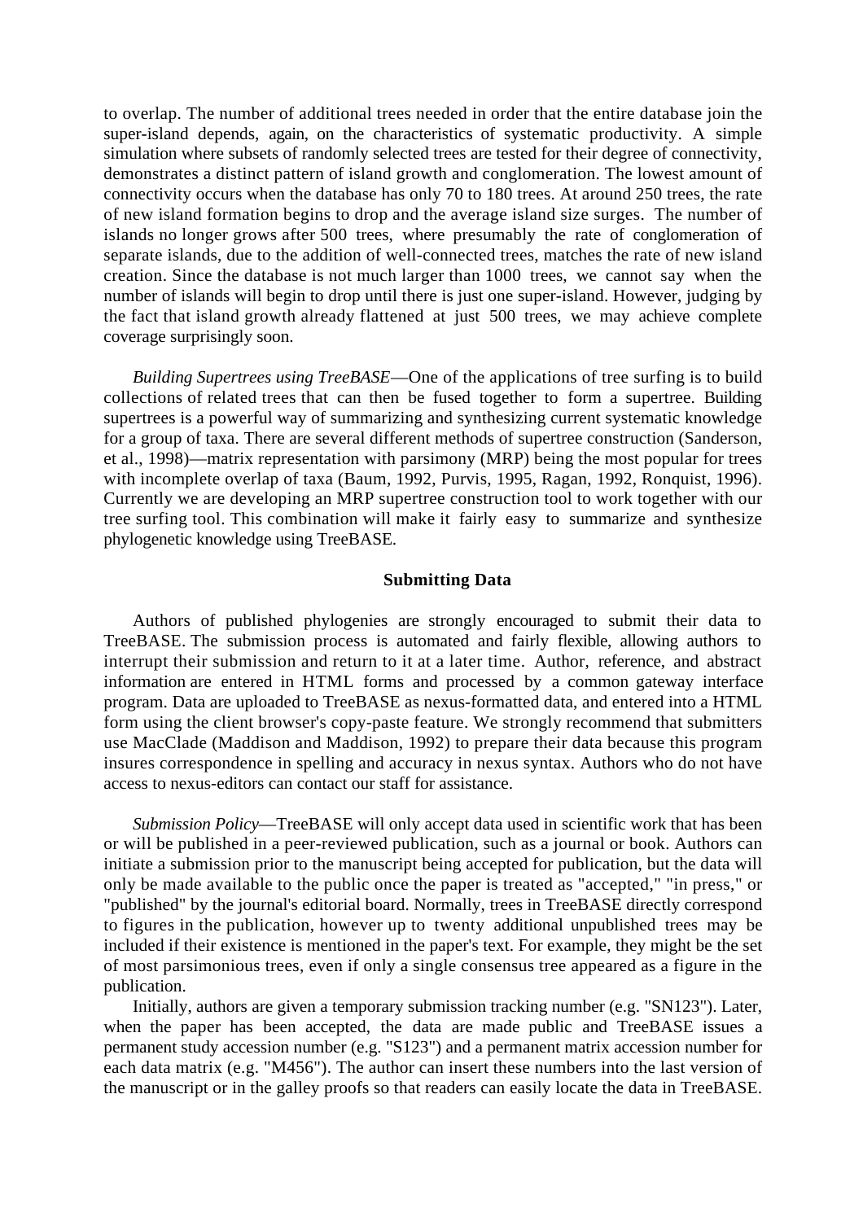to overlap. The number of additional trees needed in order that the entire database join the super-island depends, again, on the characteristics of systematic productivity. A simple simulation where subsets of randomly selected trees are tested for their degree of connectivity, demonstrates a distinct pattern of island growth and conglomeration. The lowest amount of connectivity occurs when the database has only 70 to 180 trees. At around 250 trees, the rate of new island formation begins to drop and the average island size surges. The number of islands no longer grows after 500 trees, where presumably the rate of conglomeration of separate islands, due to the addition of well-connected trees, matches the rate of new island creation. Since the database is not much larger than 1000 trees, we cannot say when the number of islands will begin to drop until there is just one super-island. However, judging by the fact that island growth already flattened at just 500 trees, we may achieve complete coverage surprisingly soon.

*Building Supertrees using TreeBASE*—One of the applications of tree surfing is to build collections of related trees that can then be fused together to form a supertree. Building supertrees is a powerful way of summarizing and synthesizing current systematic knowledge for a group of taxa. There are several different methods of supertree construction (Sanderson, et al., 1998)—matrix representation with parsimony (MRP) being the most popular for trees with incomplete overlap of taxa (Baum, 1992, Purvis, 1995, Ragan, 1992, Ronquist, 1996). Currently we are developing an MRP supertree construction tool to work together with our tree surfing tool. This combination will make it fairly easy to summarize and synthesize phylogenetic knowledge using TreeBASE.

## Submitting Data

Authors of published phylogenies are strongly encouraged to submit their data to TreeBASE. The submission process is automated and fairly flexible, allowing authors to interrupt their submission and return to it at a later time. Author, reference, and abstract information are entered in HTML forms and processed by a common gateway interface program. Data are uploaded to TreeBASE as nexus-formatted data, and entered into a HTML form using the client browser's copy-paste feature. We strongly recommend that submitters use MacClade (Maddison and Maddison, 1992) to prepare their data because this program insures correspondence in spelling and accuracy in nexus syntax. Authors who do not have access to nexus-editors can contact our staff for assistance.

*Submission Policy*—TreeBASE will only accept data used in scientific work that has been or will be published in a peer-reviewed publication, such as a journal or book. Authors can initiate a submission prior to the manuscript being accepted for publication, but the data will only be made available to the public once the paper is treated as "accepted," "in press," or "published" by the journal's editorial board. Normally, trees in TreeBASE directly correspond to figures in the publication, however up to twenty additional unpublished trees may be included if their existence is mentioned in the paper's text. For example, they might be the set of most parsimonious trees, even if only a single consensus tree appeared as a figure in the publication.

Initially, authors are given a temporary submission tracking number (e.g. "SN123"). Later, when the paper has been accepted, the data are made public and TreeBASE issues a permanent study accession number (e.g. "S123") and a permanent matrix accession number for each data matrix (e.g. "M456"). The author can insert these numbers into the last version of the manuscript or in the galley proofs so that readers can easily locate the data in TreeBASE.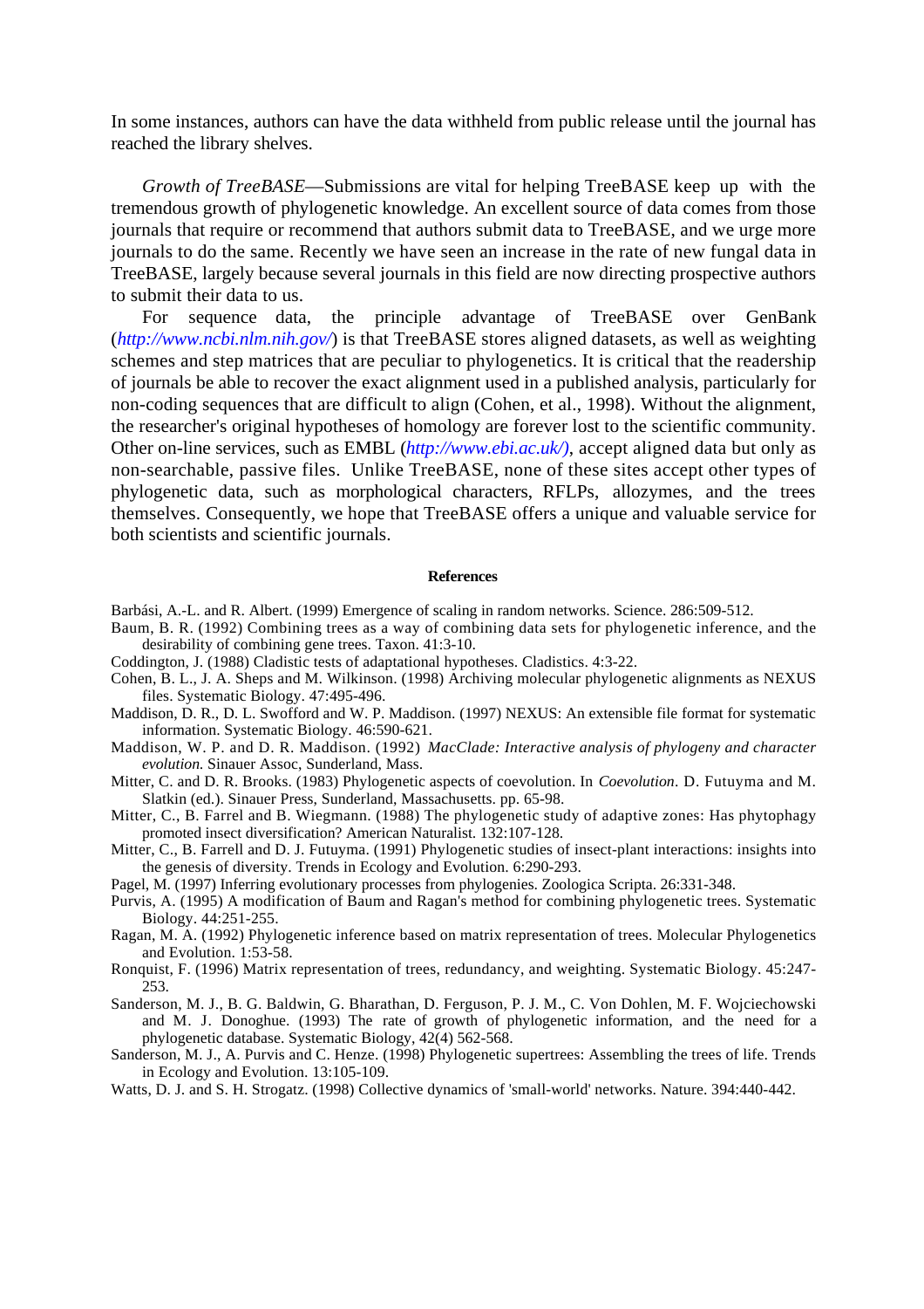In some instances, authors can have the data withheld from public release until the journal has reached the library shelves.

*Growth of TreeBASE*—Submissions are vital for helping TreeBASE keep up with the tremendous growth of phylogenetic knowledge. An excellent source of data comes from those journals that require or recommend that authors submit data to TreeBASE, and we urge more journals to do the same. Recently we have seen an increase in the rate of new fungal data in TreeBASE, largely because several journals in this field are now directing prospective authors to submit their data to us.

For sequence data, the principle advantage of TreeBASE over GenBank (*http://www.ncbi.nlm.nih.gov/*) is that TreeBASE stores aligned datasets, as well as weighting schemes and step matrices that are peculiar to phylogenetics. It is critical that the readership of journals be able to recover the exact alignment used in a published analysis, particularly for non-coding sequences that are difficult to align (Cohen, et al., 1998). Without the alignment, the researcher's original hypotheses of homology are forever lost to the scientific community. Other on-line services, such as EMBL (*http://www.ebi.ac.uk/)*, accept aligned data but only as non-searchable, passive files. Unlike TreeBASE, none of these sites accept other types of phylogenetic data, such as morphological characters, RFLPs, allozymes, and the trees themselves. Consequently, we hope that TreeBASE offers a unique and valuable service for both scientists and scientific journals.

**References**

Barbási, A.-L. and R. Albert. (1999) Emergence of scaling in random networks. Science. 286:509-512.

Baum, B. R. (1992) Combining trees as a way of combining data sets for phylogenetic inference, and the desirability of combining gene trees. Taxon. 41:3-10.

Coddington, J. (1988) Cladistic tests of adaptational hypotheses. Cladistics. 4:3-22.

Cohen, B. L., J. A. Sheps and M. Wilkinson. (1998) Archiving molecular phylogenetic alignments as NEXUS files. Systematic Biology. 47:495-496.

Maddison, D. R., D. L. Swofford and W. P. Maddison. (1997) NEXUS: An extensible file format for systematic information. Systematic Biology. 46:590-621.

Maddison, W. P. and D. R. Maddison. (1992) *MacClade: Interactive analysis of phylogeny and character evolution.* Sinauer Assoc, Sunderland, Mass.

Mitter, C. and D. R. Brooks. (1983) Phylogenetic aspects of coevolution. In *Coevolution*. D. Futuyma and M. Slatkin (ed.). Sinauer Press, Sunderland, Massachusetts. pp. 65-98.

Mitter, C., B. Farrel and B. Wiegmann. (1988) The phylogenetic study of adaptive zones: Has phytophagy promoted insect diversification? American Naturalist. 132:107-128.

Mitter, C., B. Farrell and D. J. Futuyma. (1991) Phylogenetic studies of insect-plant interactions: insights into the genesis of diversity. Trends in Ecology and Evolution. 6:290-293.

Pagel, M. (1997) Inferring evolutionary processes from phylogenies. Zoologica Scripta. 26:331-348.

Purvis, A. (1995) A modification of Baum and Ragan's method for combining phylogenetic trees. Systematic Biology. 44:251-255.

Ragan, M. A. (1992) Phylogenetic inference based on matrix representation of trees. Molecular Phylogenetics and Evolution. 1:53-58.

Ronquist, F. (1996) Matrix representation of trees, redundancy, and weighting. Systematic Biology. 45:247-253.

Sanderson, M. J., B. G. Baldwin, G. Bharathan, D. Ferguson, P. J. M., C. Von Dohlen, M. F. Wojciechowski and M. J. Donoghue. (1993) The rate of growth of phylogenetic information, and the need for a phylogenetic database. Systematic Biology, 42(4) 562-568.

Sanderson, M. J., A. Purvis and C. Henze. (1998) Phylogenetic supertrees: Assembling the trees of life. Trends in Ecology and Evolution. 13:105-109.

Watts, D. J. and S. H. Strogatz. (1998) Collective dynamics of 'small-world' networks. Nature. 394:440-442.